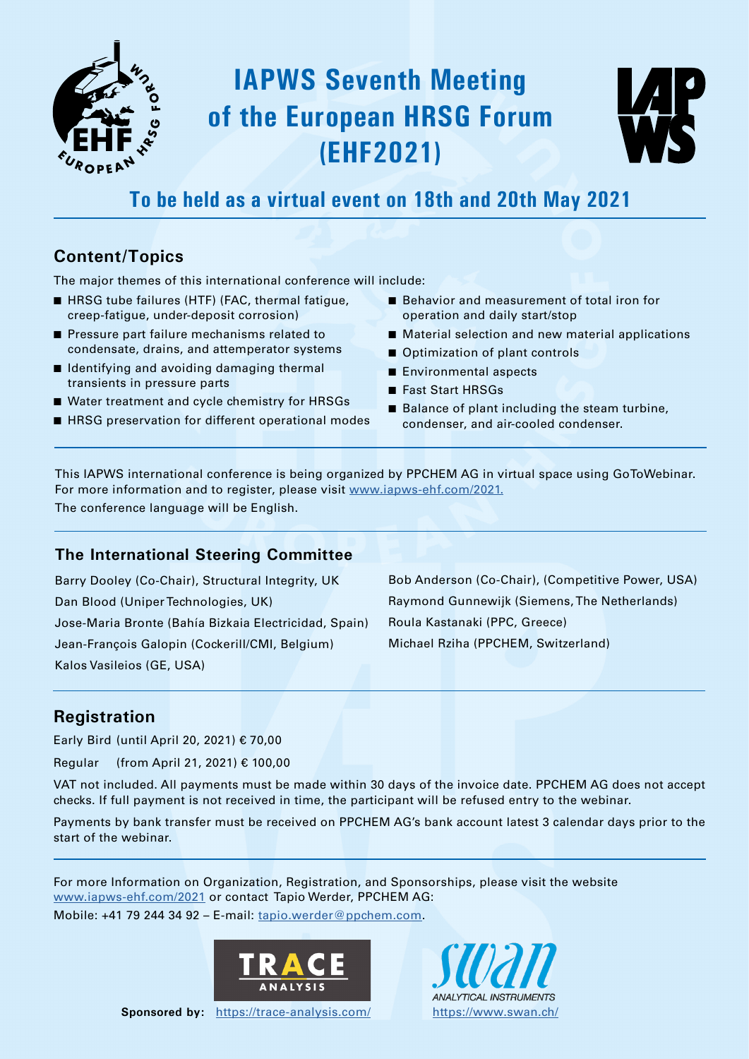# IAPWS Seventh Meeting of the European HRSG Forum (EHF2021)

## To be held as a virtual event on 18th and 20th May 2021

### Content/Topics

The major themes of this international conference will include:

- HRSG tube failures (HTF) (FAC, thermal fatigue, creep-fatigue, under-deposit corrosion)
- Pressure part failure mechanisms related to condensate, drains, and attemperator systems
- Identifying and avoiding damaging thermal transients in pressure parts
- Water treatment and cycle chemistry for HRSGs
- HRSG preservation for different operational modes
- Behavior and measurement of total iron for operation and daily start/stop
- Material selection and new material applications
- Optimization of plant controls
- Environmental aspects
- Fast Start HRSGs
- Balance of plant including the steam turbine, condenser, and air-cooled condenser.

This IAPWS international conference is being organized by PPCHEM AG in virtual space using GoToWebinar. For more information and to register, please visit www.iapws-ehf.com/2021.
The conference language will be English.

### The International Steering Committee

Barry Dooley (Co-Chair), Structural Integrity, UK
Dan Blood (Uniper Technologies, UK)
Jose-Maria Bronte (Bahía Bizkaia Electricidad, Spain)
Jean-François Galopin (Cockerill/CMI, Belgium)
Kalos Vasileios (GE, USA)
Bob Anderson (Co-Chair), (Competitive Power, USA)
Raymond Gunnewijk (Siemens, The Netherlands)
Roula Kastanaki (PPC, Greece)
Michael Rziha (PPCHEM, Switzerland)

### Registration

Early Bird (until April 20, 2021) € 70,00
Regular (from April 21, 2021) € 100,00

VAT not included. All payments must be made within 30 days of the invoice date. PPCHEM AG does not accept checks. If full payment is not received in time, the participant will be refused entry to the webinar.

Payments by bank transfer must be received on PPCHEM AG's bank account latest 3 calendar days prior to the start of the webinar.

For more Information on Organization, Registration, and Sponsorships, please visit the website www.iapws-ehf.com/2021 or contact Tapio Werder, PPCHEM AG:
Mobile: +41 79 244 34 92 – E-mail: tapio.werder@ppchem.com.

**Sponsored by:** https://trace-analysis.com/ https://www.swan.ch/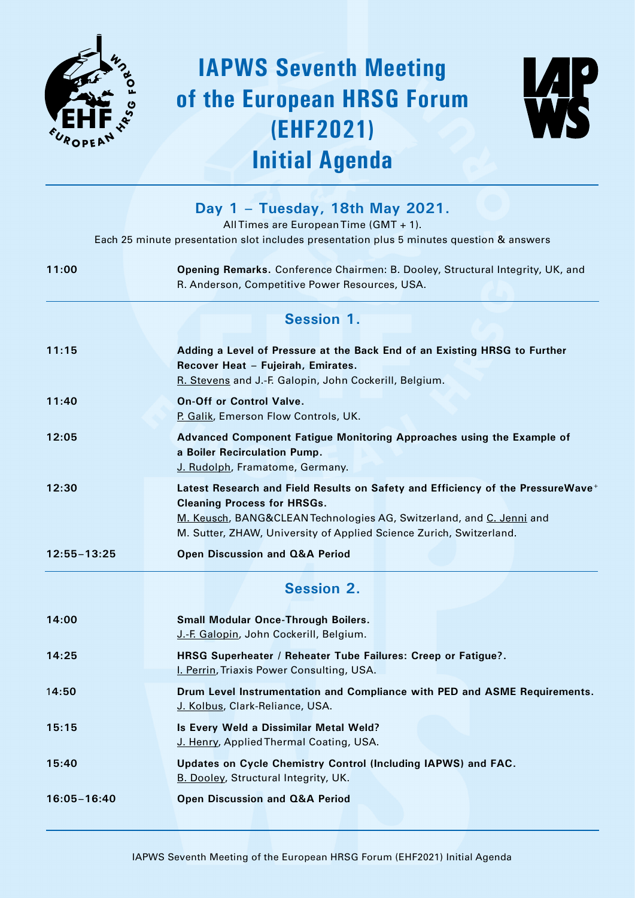# IAPWS Seventh Meeting of the European HRSG Forum (EHF2021) Initial Agenda

## Day 1 – Tuesday, 18th May 2021.

All Times are European Time (GMT + 1).

Each 25 minute presentation slot includes presentation plus 5 minutes question & answers

| | |
|---|---|
| 11:00 | **Opening Remarks.** Conference Chairmen: B. Dooley, Structural Integrity, UK, and R. Anderson, Competitive Power Resources, USA. |

### Session 1.

| | |
|---|---|
| 11:15 | **Adding a Level of Pressure at the Back End of an Existing HRSG to Further Recover Heat – Fujeirah, Emirates.** R. Stevens and J.-F. Galopin, John Cockerill, Belgium. |
| 11:40 | **On-Off or Control Valve.** P. Galik, Emerson Flow Controls, UK. |
| 12:05 | **Advanced Component Fatigue Monitoring Approaches using the Example of a Boiler Recirculation Pump.** J. Rudolph, Framatome, Germany. |
| 12:30 | **Latest Research and Field Results on Safety and Efficiency of the PressureWave+ Cleaning Process for HRSGs.** M. Keusch, BANG&CLEAN Technologies AG, Switzerland, and C. Jenni and M. Sutter, ZHAW, University of Applied Science Zurich, Switzerland. |
| 12:55–13:25 | **Open Discussion and Q&A Period** |

### Session 2.

| | |
|---|---|
| 14:00 | **Small Modular Once-Through Boilers.** J.-F. Galopin, John Cockerill, Belgium. |
| 14:25 | **HRSG Superheater / Reheater Tube Failures: Creep or Fatigue?.** I. Perrin, Triaxis Power Consulting, USA. |
| 14:50 | **Drum Level Instrumentation and Compliance with PED and ASME Requirements.** J. Kolbus, Clark-Reliance, USA. |
| 15:15 | **Is Every Weld a Dissimilar Metal Weld?** J. Henry, Applied Thermal Coating, USA. |
| 15:40 | **Updates on Cycle Chemistry Control (Including IAPWS) and FAC.** B. Dooley, Structural Integrity, UK. |
| 16:05–16:40 | **Open Discussion and Q&A Period** |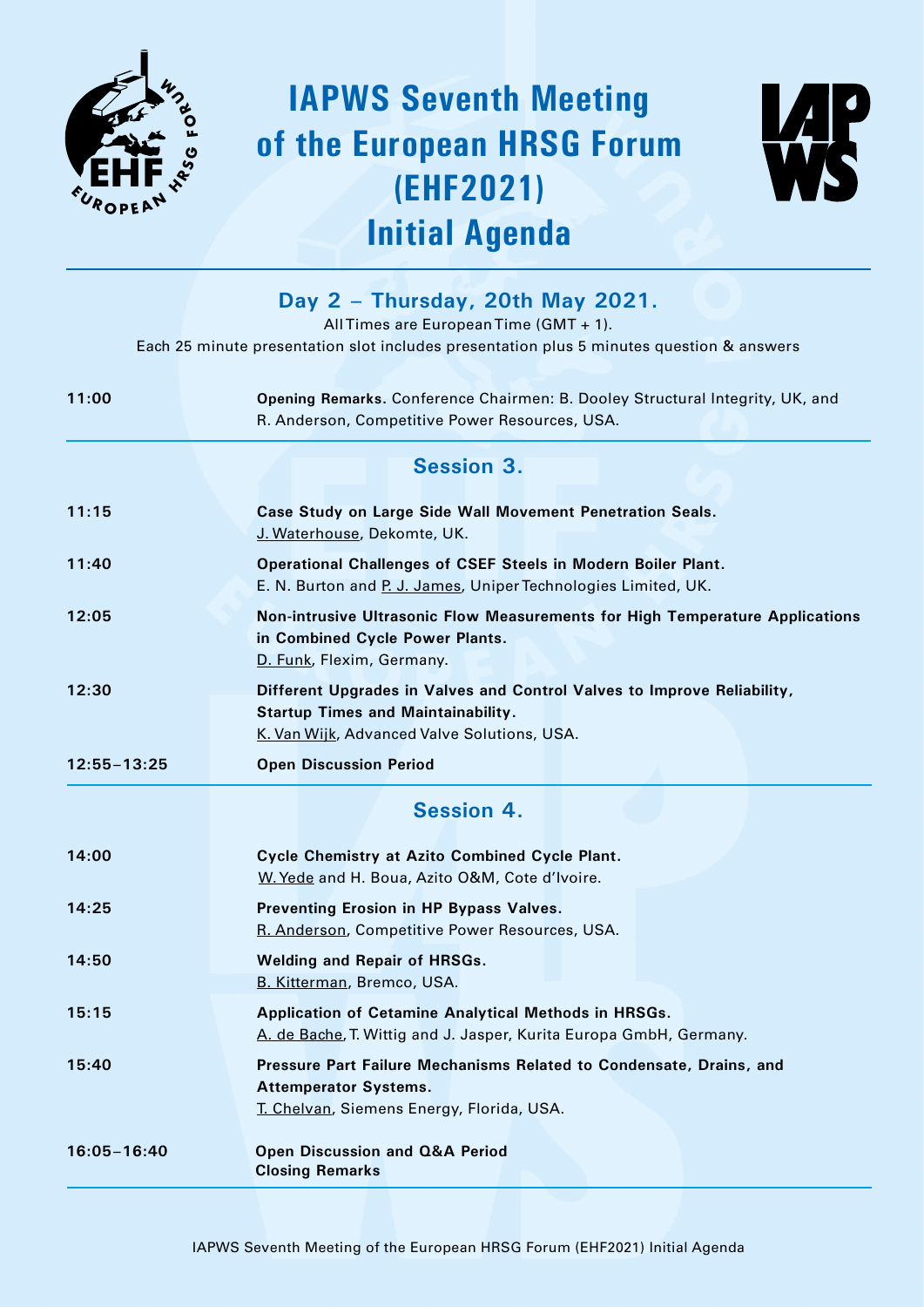# IAPWS Seventh Meeting of the European HRSG Forum (EHF2021) Initial Agenda

## Day 2 – Thursday, 20th May 2021.

All Times are European Time (GMT + 1).

Each 25 minute presentation slot includes presentation plus 5 minutes question & answers

| | |
|---|---|
| 11:00 | **Opening Remarks.** Conference Chairmen: B. Dooley Structural Integrity, UK, and R. Anderson, Competitive Power Resources, USA. |

### Session 3.

| | |
|---|---|
| 11:15 | **Case Study on Large Side Wall Movement Penetration Seals.** J. Waterhouse, Dekomte, UK. |
| 11:40 | **Operational Challenges of CSEF Steels in Modern Boiler Plant.** E. N. Burton and P. J. James, Uniper Technologies Limited, UK. |
| 12:05 | **Non-intrusive Ultrasonic Flow Measurements for High Temperature Applications in Combined Cycle Power Plants.** D. Funk, Flexim, Germany. |
| 12:30 | **Different Upgrades in Valves and Control Valves to Improve Reliability, Startup Times and Maintainability.** K. Van Wijk, Advanced Valve Solutions, USA. |
| 12:55–13:25 | **Open Discussion Period** |

### Session 4.

| | |
|---|---|
| 14:00 | **Cycle Chemistry at Azito Combined Cycle Plant.** W. Yede and H. Boua, Azito O&M, Cote d'Ivoire. |
| 14:25 | **Preventing Erosion in HP Bypass Valves.** R. Anderson, Competitive Power Resources, USA. |
| 14:50 | **Welding and Repair of HRSGs.** B. Kitterman, Bremco, USA. |
| 15:15 | **Application of Cetamine Analytical Methods in HRSGs.** A. de Bache, T. Wittig and J. Jasper, Kurita Europa GmbH, Germany. |
| 15:40 | **Pressure Part Failure Mechanisms Related to Condensate, Drains, and Attemperator Systems.** T. Chelvan, Siemens Energy, Florida, USA. |
| 16:05–16:40 | **Open Discussion and Q&A Period** **Closing Remarks** |